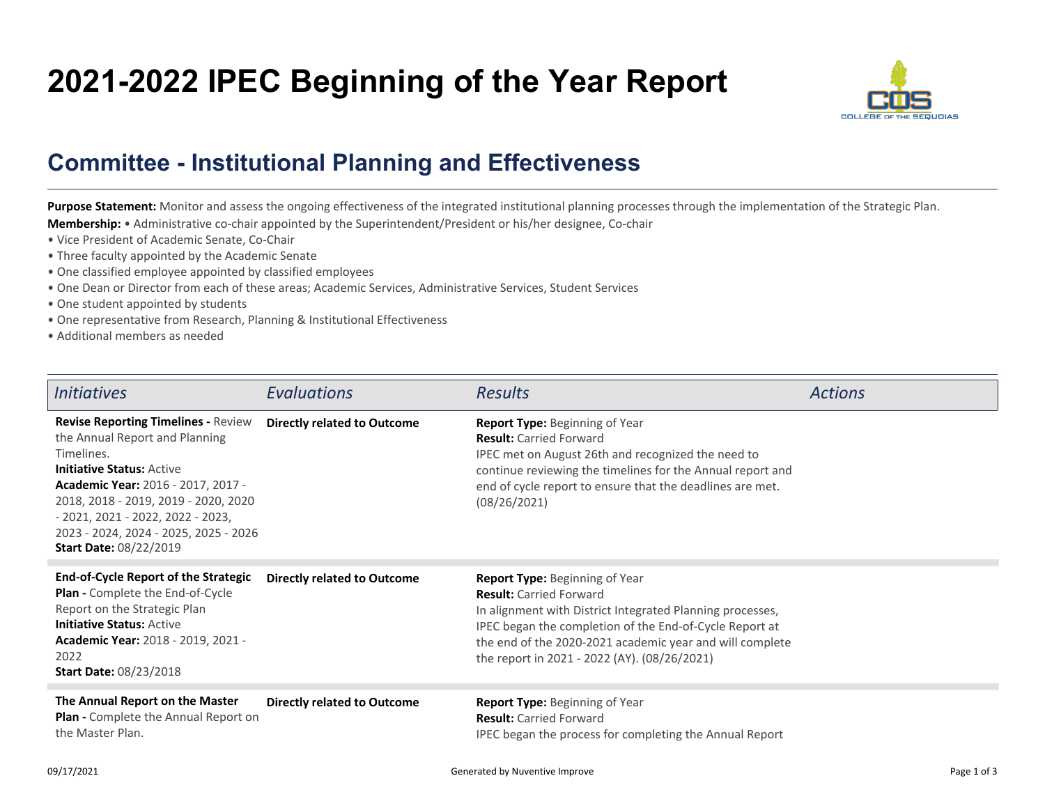# 2021-2022 IPEC Beginning of the Year Report

## Committee - Institutional Planning and Effectiveness

**Purpose Statement:** Monitor and assess the ongoing effectiveness of the integrated institutional planning processes through the implementation of the Strategic Plan.

**Membership:** • Administrative co-chair appointed by the Superintendent/President or his/her designee, Co-chair

- Vice President of Academic Senate, Co-Chair
- Three faculty appointed by the Academic Senate
- One classified employee appointed by classified employees
- One Dean or Director from each of these areas; Academic Services, Administrative Services, Student Services
- One student appointed by students
- One representative from Research, Planning & Institutional Effectiveness
- Additional members as needed

| *Initiatives* | *Evaluations* | *Results* | *Actions* |
|---|---|---|---|
| **Revise Reporting Timelines -** Review the Annual Report and Planning Timelines.<br>**Initiative Status:** Active<br>**Academic Year:** 2016 - 2017, 2017 - 2018, 2018 - 2019, 2019 - 2020, 2020 - 2021, 2021 - 2022, 2022 - 2023, 2023 - 2024, 2024 - 2025, 2025 - 2026<br>**Start Date:** 08/22/2019 | **Directly related to Outcome** | **Report Type:** Beginning of Year<br>**Result:** Carried Forward<br>IPEC met on August 26th and recognized the need to continue reviewing the timelines for the Annual report and end of cycle report to ensure that the deadlines are met. (08/26/2021) | |
| **End-of-Cycle Report of the Strategic Plan -** Complete the End-of-Cycle Report on the Strategic Plan<br>**Initiative Status:** Active<br>**Academic Year:** 2018 - 2019, 2021 - 2022<br>**Start Date:** 08/23/2018 | **Directly related to Outcome** | **Report Type:** Beginning of Year<br>**Result:** Carried Forward<br>In alignment with District Integrated Planning processes, IPEC began the completion of the End-of-Cycle Report at the end of the 2020-2021 academic year and will complete the report in 2021 - 2022 (AY). (08/26/2021) | |
| **The Annual Report on the Master Plan -** Complete the Annual Report on the Master Plan. | **Directly related to Outcome** | **Report Type:** Beginning of Year<br>**Result:** Carried Forward<br>IPEC began the process for completing the Annual Report | |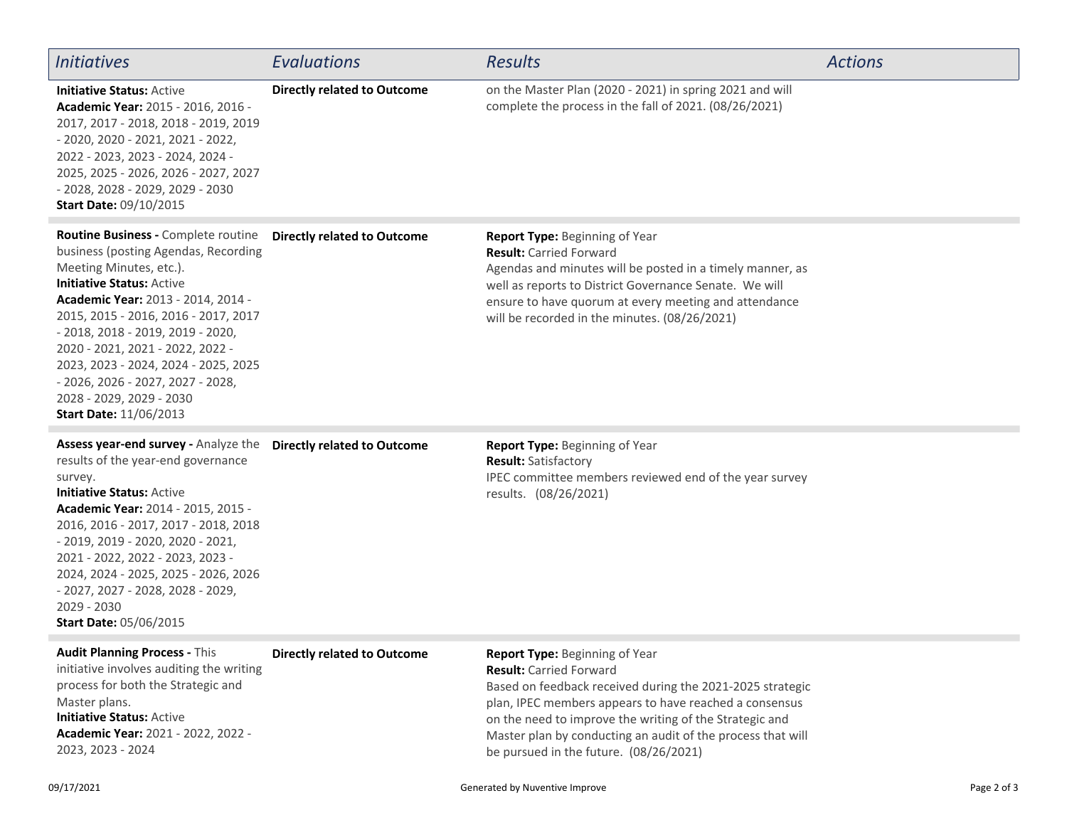| *Initiatives* | *Evaluations* | *Results* | *Actions* |
|---|---|---|---|
| **Initiative Status:** Active<br>**Academic Year:** 2015 - 2016, 2016 - 2017, 2017 - 2018, 2018 - 2019, 2019 - 2020, 2020 - 2021, 2021 - 2022, 2022 - 2023, 2023 - 2024, 2024 - 2025, 2025 - 2026, 2026 - 2027, 2027 - 2028, 2028 - 2029, 2029 - 2030<br>**Start Date:** 09/10/2015 | **Directly related to Outcome** | on the Master Plan (2020 - 2021) in spring 2021 and will complete the process in the fall of 2021. (08/26/2021) | |
| **Routine Business -** Complete routine business (posting Agendas, Recording Meeting Minutes, etc.).<br>**Initiative Status:** Active<br>**Academic Year:** 2013 - 2014, 2014 - 2015, 2015 - 2016, 2016 - 2017, 2017 - 2018, 2018 - 2019, 2019 - 2020, 2020 - 2021, 2021 - 2022, 2022 - 2023, 2023 - 2024, 2024 - 2025, 2025 - 2026, 2026 - 2027, 2027 - 2028, 2028 - 2029, 2029 - 2030<br>**Start Date:** 11/06/2013 | **Directly related to Outcome** | **Report Type:** Beginning of Year<br>**Result:** Carried Forward<br>Agendas and minutes will be posted in a timely manner, as well as reports to District Governance Senate. We will ensure to have quorum at every meeting and attendance will be recorded in the minutes. (08/26/2021) | |
| **Assess year-end survey -** Analyze the results of the year-end governance survey.<br>**Initiative Status:** Active<br>**Academic Year:** 2014 - 2015, 2015 - 2016, 2016 - 2017, 2017 - 2018, 2018 - 2019, 2019 - 2020, 2020 - 2021, 2021 - 2022, 2022 - 2023, 2023 - 2024, 2024 - 2025, 2025 - 2026, 2026 - 2027, 2027 - 2028, 2028 - 2029, 2029 - 2030<br>**Start Date:** 05/06/2015 | **Directly related to Outcome** | **Report Type:** Beginning of Year<br>**Result:** Satisfactory<br>IPEC committee members reviewed end of the year survey results. (08/26/2021) | |
| **Audit Planning Process -** This initiative involves auditing the writing process for both the Strategic and Master plans.<br>**Initiative Status:** Active<br>**Academic Year:** 2021 - 2022, 2022 - 2023, 2023 - 2024 | **Directly related to Outcome** | **Report Type:** Beginning of Year<br>**Result:** Carried Forward<br>Based on feedback received during the 2021-2025 strategic plan, IPEC members appears to have reached a consensus on the need to improve the writing of the Strategic and Master plan by conducting an audit of the process that will be pursued in the future. (08/26/2021) | |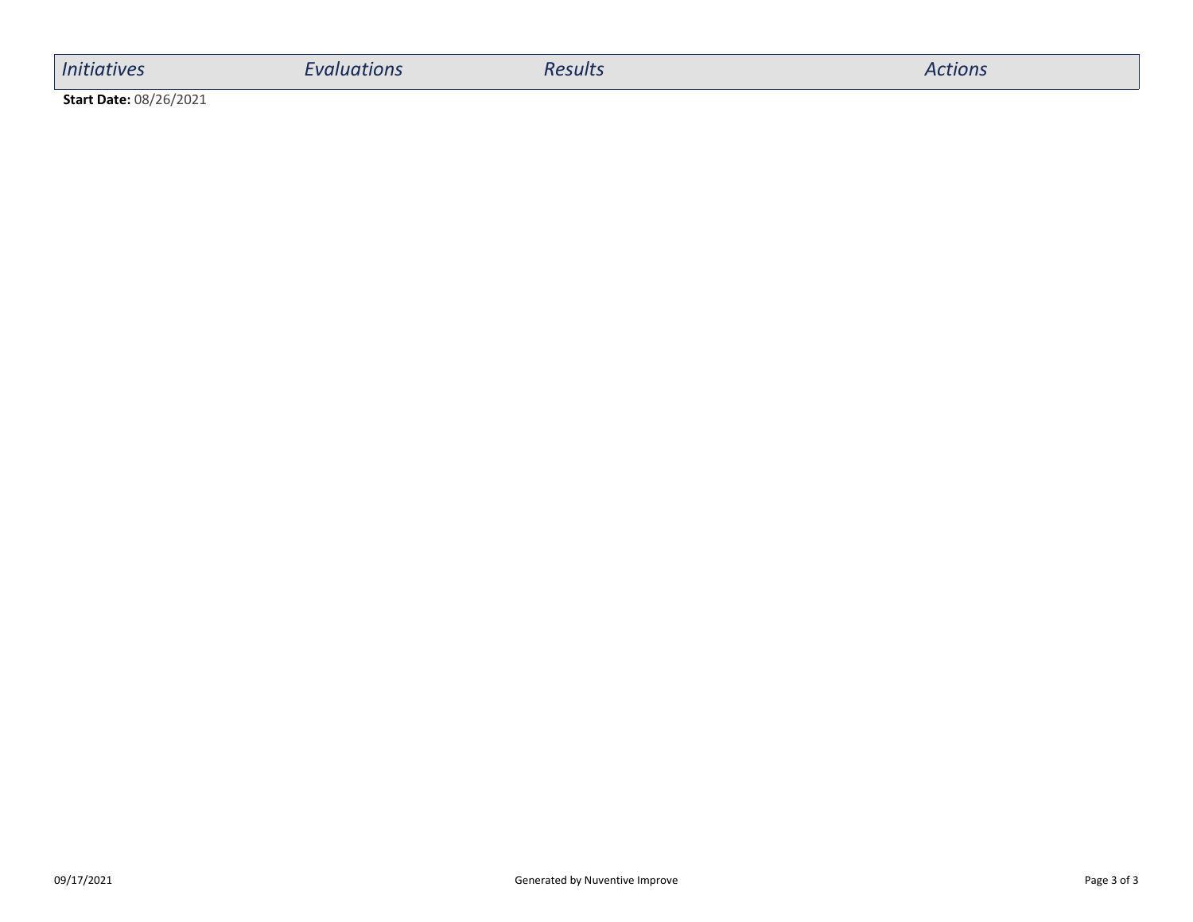| *Initiatives* | *Evaluations* | *Results* | *Actions* |
|---|---|---|---|
| **Start Date:** 08/26/2021 | | | |